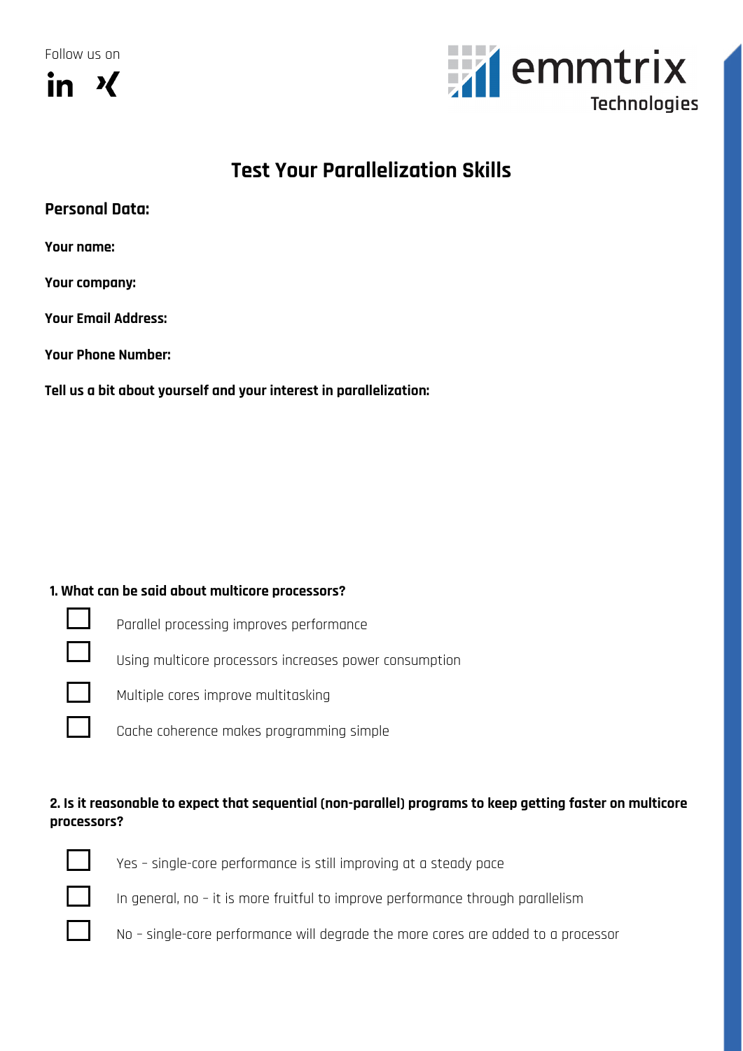Follow us on

in  X

emmtrix Technologies

# Test Your Parallelization Skills

## Personal Data:

**Your name:**

**Your company:**

**Your Email Address:**

**Your Phone Number:**

**Tell us a bit about yourself and your interest in parallelization:**

### 1. What can be said about multicore processors?

- [ ] Parallel processing improves performance
- [ ] Using multicore processors increases power consumption
- [ ] Multiple cores improve multitasking
- [ ] Cache coherence makes programming simple

### 2. Is it reasonable to expect that sequential (non-parallel) programs to keep getting faster on multicore processors?

- [ ] Yes – single-core performance is still improving at a steady pace
- [ ] In general, no – it is more fruitful to improve performance through parallelism
- [ ] No – single-core performance will degrade the more cores are added to a processor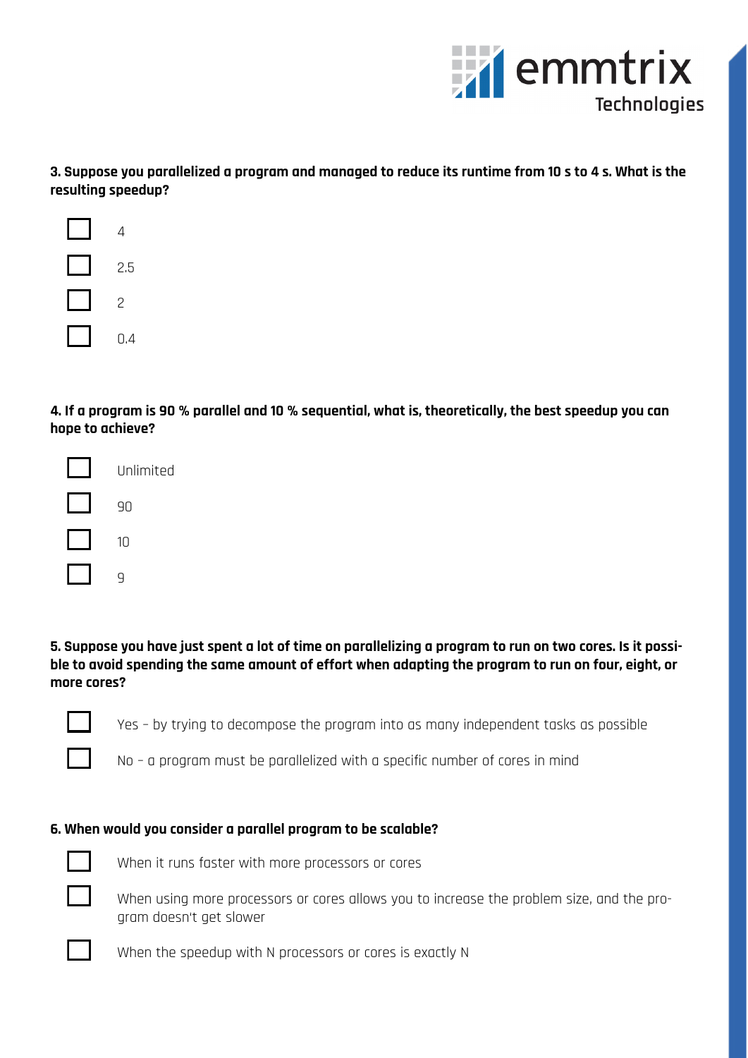**3. Suppose you parallelized a program and managed to reduce its runtime from 10 s to 4 s. What is the resulting speedup?**

- [ ] 4
- [ ] 2.5
- [ ] 2
- [ ] 0.4

**4. If a program is 90 % parallel and 10 % sequential, what is, theoretically, the best speedup you can hope to achieve?**

- [ ] Unlimited
- [ ] 90
- [ ] 10
- [ ] 9

**5. Suppose you have just spent a lot of time on parallelizing a program to run on two cores. Is it possible to avoid spending the same amount of effort when adapting the program to run on four, eight, or more cores?**

- [ ] Yes – by trying to decompose the program into as many independent tasks as possible
- [ ] No – a program must be parallelized with a specific number of cores in mind

**6. When would you consider a parallel program to be scalable?**

- [ ] When it runs faster with more processors or cores
- [ ] When using more processors or cores allows you to increase the problem size, and the program doesn't get slower
- [ ] When the speedup with N processors or cores is exactly N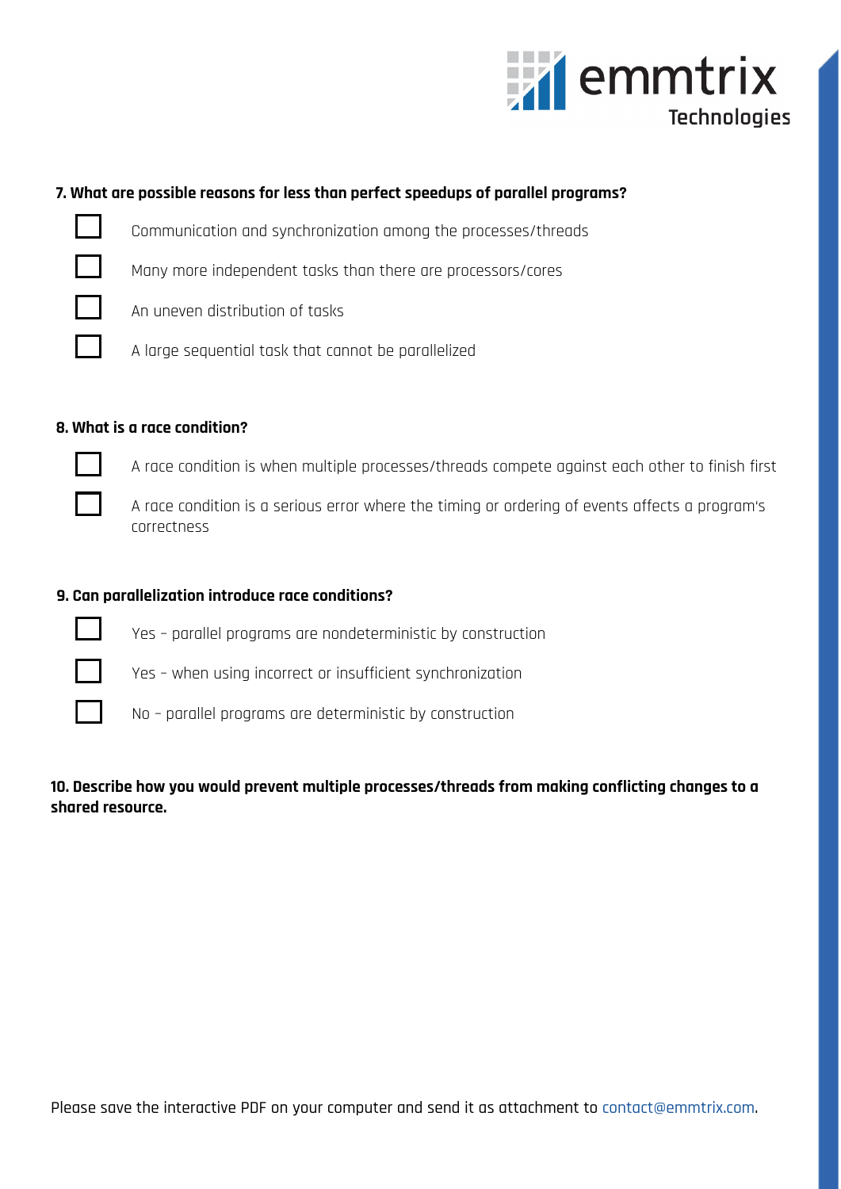**7. What are possible reasons for less than perfect speedups of parallel programs?**

- [ ] Communication and synchronization among the processes/threads
- [ ] Many more independent tasks than there are processors/cores
- [ ] An uneven distribution of tasks
- [ ] A large sequential task that cannot be parallelized

**8. What is a race condition?**

- [ ] A race condition is when multiple processes/threads compete against each other to finish first
- [ ] A race condition is a serious error where the timing or ordering of events affects a program's correctness

**9. Can parallelization introduce race conditions?**

- [ ] Yes – parallel programs are nondeterministic by construction
- [ ] Yes – when using incorrect or insufficient synchronization
- [ ] No – parallel programs are deterministic by construction

**10. Describe how you would prevent multiple processes/threads from making conflicting changes to a shared resource.**

Please save the interactive PDF on your computer and send it as attachment to contact@emmtrix.com.